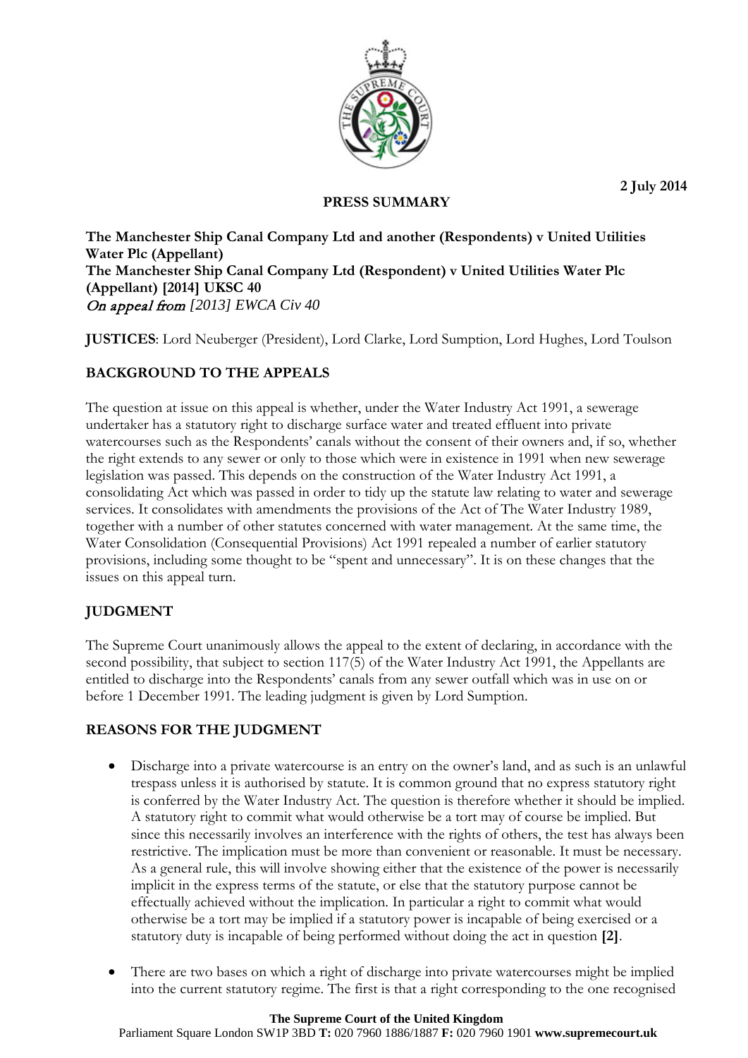2 July 2014

## PRESS SUMMARY

**The Manchester Ship Canal Company Ltd and another (Respondents) v United Utilities Water Plc (Appellant)**
**The Manchester Ship Canal Company Ltd (Respondent) v United Utilities Water Plc (Appellant) [2014] UKSC 40**
*On appeal from [2013] EWCA Civ 40*

**JUSTICES**: Lord Neuberger (President), Lord Clarke, Lord Sumption, Lord Hughes, Lord Toulson

### BACKGROUND TO THE APPEALS

The question at issue on this appeal is whether, under the Water Industry Act 1991, a sewerage undertaker has a statutory right to discharge surface water and treated effluent into private watercourses such as the Respondents' canals without the consent of their owners and, if so, whether the right extends to any sewer or only to those which were in existence in 1991 when new sewerage legislation was passed. This depends on the construction of the Water Industry Act 1991, a consolidating Act which was passed in order to tidy up the statute law relating to water and sewerage services. It consolidates with amendments the provisions of the Act of The Water Industry 1989, together with a number of other statutes concerned with water management. At the same time, the Water Consolidation (Consequential Provisions) Act 1991 repealed a number of earlier statutory provisions, including some thought to be "spent and unnecessary". It is on these changes that the issues on this appeal turn.

### JUDGMENT

The Supreme Court unanimously allows the appeal to the extent of declaring, in accordance with the second possibility, that subject to section 117(5) of the Water Industry Act 1991, the Appellants are entitled to discharge into the Respondents' canals from any sewer outfall which was in use on or before 1 December 1991. The leading judgment is given by Lord Sumption.

### REASONS FOR THE JUDGMENT

- Discharge into a private watercourse is an entry on the owner's land, and as such is an unlawful trespass unless it is authorised by statute. It is common ground that no express statutory right is conferred by the Water Industry Act. The question is therefore whether it should be implied. A statutory right to commit what would otherwise be a tort may of course be implied. But since this necessarily involves an interference with the rights of others, the test has always been restrictive. The implication must be more than convenient or reasonable. It must be necessary. As a general rule, this will involve showing either that the existence of the power is necessarily implicit in the express terms of the statute, or else that the statutory purpose cannot be effectually achieved without the implication. In particular a right to commit what would otherwise be a tort may be implied if a statutory power is incapable of being exercised or a statutory duty is incapable of being performed without doing the act in question **[2]**.
- There are two bases on which a right of discharge into private watercourses might be implied into the current statutory regime. The first is that a right corresponding to the one recognised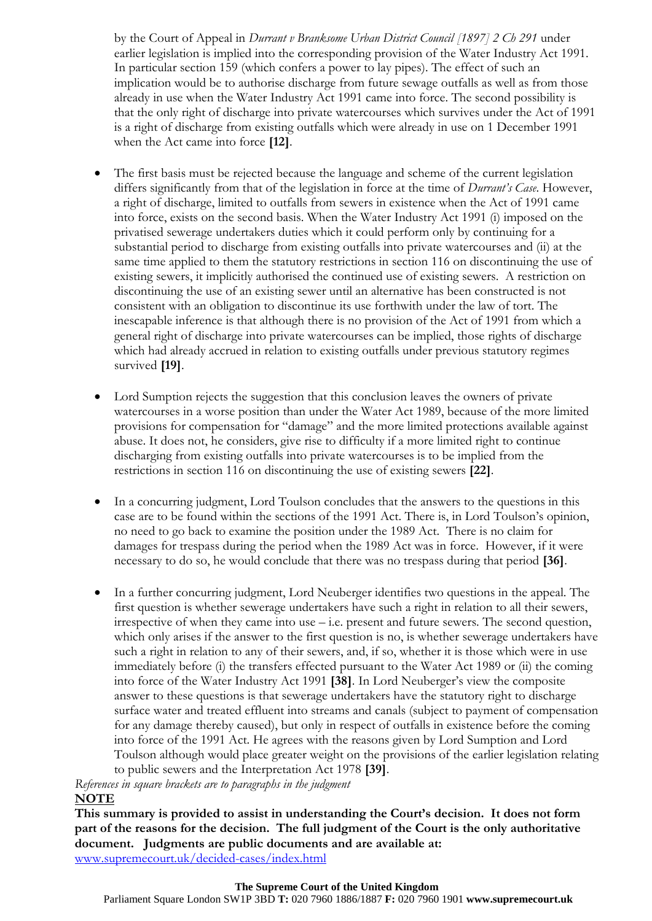by the Court of Appeal in *Durrant v Branksome Urban District Council [1897] 2 Ch 291* under earlier legislation is implied into the corresponding provision of the Water Industry Act 1991. In particular section 159 (which confers a power to lay pipes). The effect of such an implication would be to authorise discharge from future sewage outfalls as well as from those already in use when the Water Industry Act 1991 came into force. The second possibility is that the only right of discharge into private watercourses which survives under the Act of 1991 is a right of discharge from existing outfalls which were already in use on 1 December 1991 when the Act came into force **[12]**.

- The first basis must be rejected because the language and scheme of the current legislation differs significantly from that of the legislation in force at the time of *Durrant's Case*. However, a right of discharge, limited to outfalls from sewers in existence when the Act of 1991 came into force, exists on the second basis. When the Water Industry Act 1991 (i) imposed on the privatised sewerage undertakers duties which it could perform only by continuing for a substantial period to discharge from existing outfalls into private watercourses and (ii) at the same time applied to them the statutory restrictions in section 116 on discontinuing the use of existing sewers, it implicitly authorised the continued use of existing sewers. A restriction on discontinuing the use of an existing sewer until an alternative has been constructed is not consistent with an obligation to discontinue its use forthwith under the law of tort. The inescapable inference is that although there is no provision of the Act of 1991 from which a general right of discharge into private watercourses can be implied, those rights of discharge which had already accrued in relation to existing outfalls under previous statutory regimes survived **[19]**.

- Lord Sumption rejects the suggestion that this conclusion leaves the owners of private watercourses in a worse position than under the Water Act 1989, because of the more limited provisions for compensation for "damage" and the more limited protections available against abuse. It does not, he considers, give rise to difficulty if a more limited right to continue discharging from existing outfalls into private watercourses is to be implied from the restrictions in section 116 on discontinuing the use of existing sewers **[22]**.

- In a concurring judgment, Lord Toulson concludes that the answers to the questions in this case are to be found within the sections of the 1991 Act. There is, in Lord Toulson's opinion, no need to go back to examine the position under the 1989 Act. There is no claim for damages for trespass during the period when the 1989 Act was in force. However, if it were necessary to do so, he would conclude that there was no trespass during that period **[36]**.

- In a further concurring judgment, Lord Neuberger identifies two questions in the appeal. The first question is whether sewerage undertakers have such a right in relation to all their sewers, irrespective of when they came into use – i.e. present and future sewers. The second question, which only arises if the answer to the first question is no, is whether sewerage undertakers have such a right in relation to any of their sewers, and, if so, whether it is those which were in use immediately before (i) the transfers effected pursuant to the Water Act 1989 or (ii) the coming into force of the Water Industry Act 1991 **[38]**. In Lord Neuberger's view the composite answer to these questions is that sewerage undertakers have the statutory right to discharge surface water and treated effluent into streams and canals (subject to payment of compensation for any damage thereby caused), but only in respect of outfalls in existence before the coming into force of the 1991 Act. He agrees with the reasons given by Lord Sumption and Lord Toulson although would place greater weight on the provisions of the earlier legislation relating to public sewers and the Interpretation Act 1978 **[39]**.

*References in square brackets are to paragraphs in the judgment*

**NOTE**

**This summary is provided to assist in understanding the Court's decision. It does not form part of the reasons for the decision. The full judgment of the Court is the only authoritative document. Judgments are public documents and are available at:**
www.supremecourt.uk/decided-cases/index.html

**The Supreme Court of the United Kingdom**
Parliament Square London SW1P 3BD **T:** 020 7960 1886/1887 **F:** 020 7960 1901 **www.supremecourt.uk**